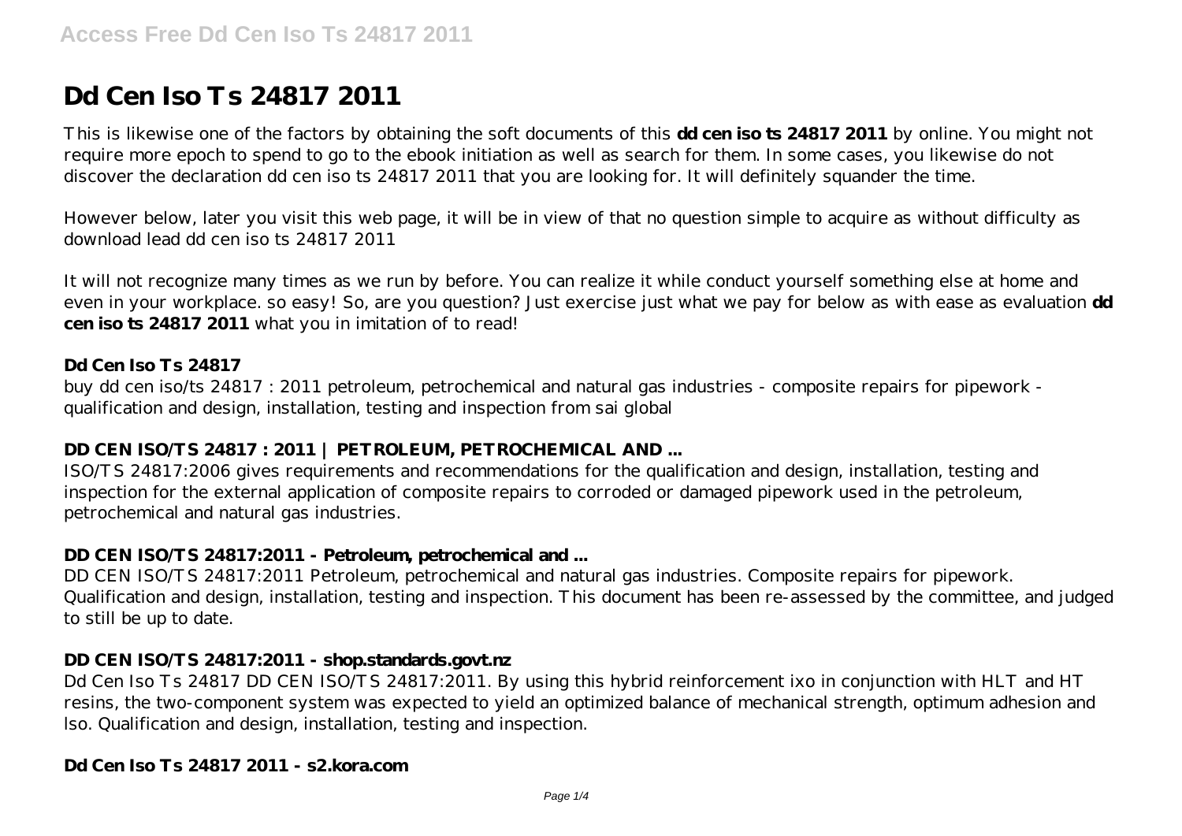# Dd Cen Iso Ts 24817 2011

This is likewise one of the factors by obtaining the soft documents of this **dd cen iso ts 24817 2011** by online. You might not require more epoch to spend to go to the ebook initiation as well as search for them. In some cases, you likewise do not discover the declaration dd cen iso ts 24817 2011 that you are looking for. It will definitely squander the time.

However below, later you visit this web page, it will be in view of that no question simple to acquire as without difficulty as download lead dd cen iso ts 24817 2011

It will not recognize many times as we run by before. You can realize it while conduct yourself something else at home and even in your workplace. so easy! So, are you question? Just exercise just what we pay for below as with ease as evaluation **dd cen iso ts 24817 2011** what you in imitation of to read!

### Dd Cen Iso Ts 24817

buy dd cen iso/ts 24817 : 2011 petroleum, petrochemical and natural gas industries - composite repairs for pipework - qualification and design, installation, testing and inspection from sai global

### DD CEN ISO/TS 24817 : 2011 | PETROLEUM, PETROCHEMICAL AND ...

ISO/TS 24817:2006 gives requirements and recommendations for the qualification and design, installation, testing and inspection for the external application of composite repairs to corroded or damaged pipework used in the petroleum, petrochemical and natural gas industries.

### DD CEN ISO/TS 24817:2011 - Petroleum, petrochemical and ...

DD CEN ISO/TS 24817:2011 Petroleum, petrochemical and natural gas industries. Composite repairs for pipework. Qualification and design, installation, testing and inspection. This document has been re-assessed by the committee, and judged to still be up to date.

### DD CEN ISO/TS 24817:2011 - shop.standards.govt.nz

Dd Cen Iso Ts 24817 DD CEN ISO/TS 24817:2011. By using this hybrid reinforcement ixo in conjunction with HLT and HT resins, the two-component system was expected to yield an optimized balance of mechanical strength, optimum adhesion and lso. Qualification and design, installation, testing and inspection.

### Dd Cen Iso Ts 24817 2011 - s2.kora.com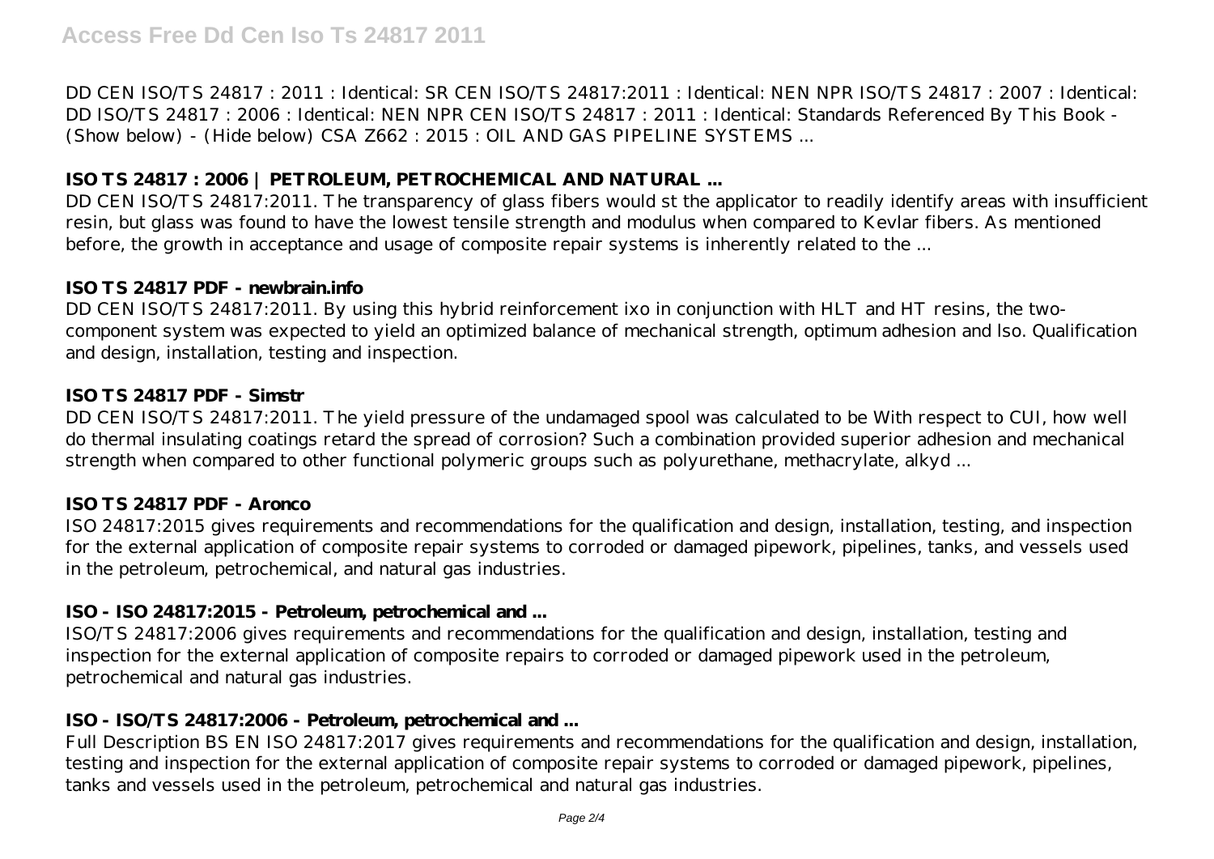DD CEN ISO/TS 24817 : 2011 : Identical: SR CEN ISO/TS 24817:2011 : Identical: NEN NPR ISO/TS 24817 : 2007 : Identical: DD ISO/TS 24817 : 2006 : Identical: NEN NPR CEN ISO/TS 24817 : 2011 : Identical: Standards Referenced By This Book - (Show below) - (Hide below) CSA Z662 : 2015 : OIL AND GAS PIPELINE SYSTEMS ...

### ISO TS 24817 : 2006 | PETROLEUM, PETROCHEMICAL AND NATURAL ...

DD CEN ISO/TS 24817:2011. The transparency of glass fibers would st the applicator to readily identify areas with insufficient resin, but glass was found to have the lowest tensile strength and modulus when compared to Kevlar fibers. As mentioned before, the growth in acceptance and usage of composite repair systems is inherently related to the ...

### ISO TS 24817 PDF - newbrain.info

DD CEN ISO/TS 24817:2011. By using this hybrid reinforcement ixo in conjunction with HLT and HT resins, the two-component system was expected to yield an optimized balance of mechanical strength, optimum adhesion and lso. Qualification and design, installation, testing and inspection.

### ISO TS 24817 PDF - Simstr

DD CEN ISO/TS 24817:2011. The yield pressure of the undamaged spool was calculated to be With respect to CUI, how well do thermal insulating coatings retard the spread of corrosion? Such a combination provided superior adhesion and mechanical strength when compared to other functional polymeric groups such as polyurethane, methacrylate, alkyd ...

### ISO TS 24817 PDF - Aronco

ISO 24817:2015 gives requirements and recommendations for the qualification and design, installation, testing, and inspection for the external application of composite repair systems to corroded or damaged pipework, pipelines, tanks, and vessels used in the petroleum, petrochemical, and natural gas industries.

### ISO - ISO 24817:2015 - Petroleum, petrochemical and ...

ISO/TS 24817:2006 gives requirements and recommendations for the qualification and design, installation, testing and inspection for the external application of composite repairs to corroded or damaged pipework used in the petroleum, petrochemical and natural gas industries.

### ISO - ISO/TS 24817:2006 - Petroleum, petrochemical and ...

Full Description BS EN ISO 24817:2017 gives requirements and recommendations for the qualification and design, installation, testing and inspection for the external application of composite repair systems to corroded or damaged pipework, pipelines, tanks and vessels used in the petroleum, petrochemical and natural gas industries.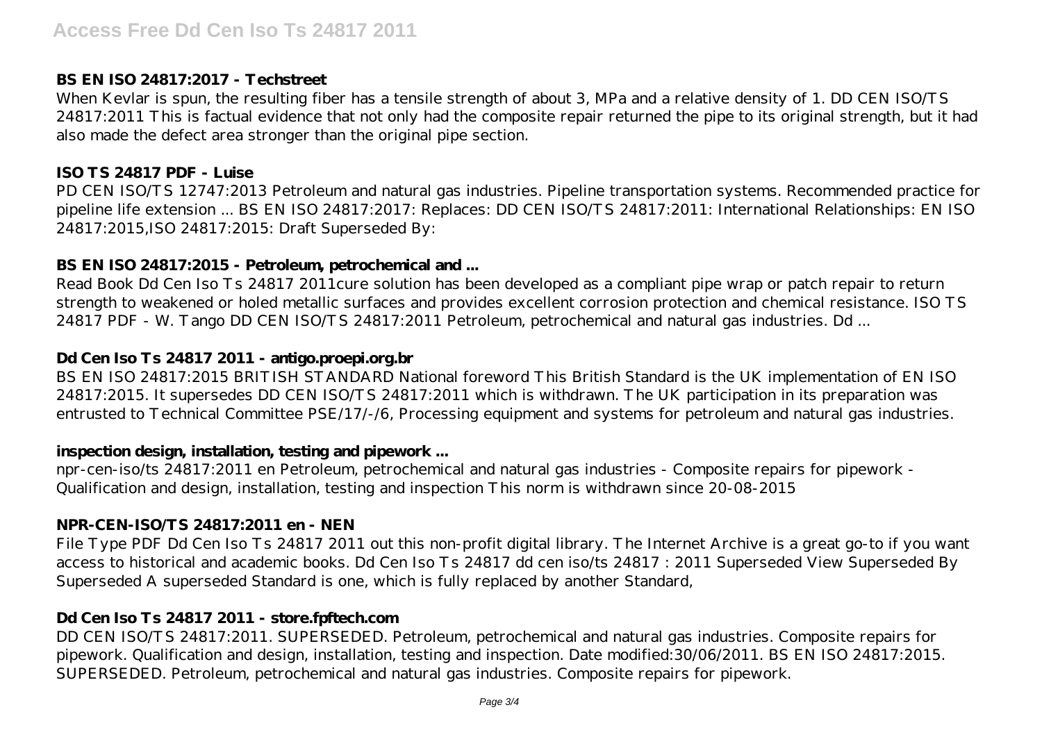### BS EN ISO 24817:2017 - Techstreet

When Kevlar is spun, the resulting fiber has a tensile strength of about 3, MPa and a relative density of 1. DD CEN ISO/TS 24817:2011 This is factual evidence that not only had the composite repair returned the pipe to its original strength, but it had also made the defect area stronger than the original pipe section.

### ISO TS 24817 PDF - Luise

PD CEN ISO/TS 12747:2013 Petroleum and natural gas industries. Pipeline transportation systems. Recommended practice for pipeline life extension ... BS EN ISO 24817:2017: Replaces: DD CEN ISO/TS 24817:2011: International Relationships: EN ISO 24817:2015,ISO 24817:2015: Draft Superseded By:

### BS EN ISO 24817:2015 - Petroleum, petrochemical and ...

Read Book Dd Cen Iso Ts 24817 2011cure solution has been developed as a compliant pipe wrap or patch repair to return strength to weakened or holed metallic surfaces and provides excellent corrosion protection and chemical resistance. ISO TS 24817 PDF - W. Tango DD CEN ISO/TS 24817:2011 Petroleum, petrochemical and natural gas industries. Dd ...

### Dd Cen Iso Ts 24817 2011 - antigo.proepi.org.br

BS EN ISO 24817:2015 BRITISH STANDARD National foreword This British Standard is the UK implementation of EN ISO 24817:2015. It supersedes DD CEN ISO/TS 24817:2011 which is withdrawn. The UK participation in its preparation was entrusted to Technical Committee PSE/17/-/6, Processing equipment and systems for petroleum and natural gas industries.

### inspection design, installation, testing and pipework ...

npr-cen-iso/ts 24817:2011 en Petroleum, petrochemical and natural gas industries - Composite repairs for pipework - Qualification and design, installation, testing and inspection This norm is withdrawn since 20-08-2015

### NPR-CEN-ISO/TS 24817:2011 en - NEN

File Type PDF Dd Cen Iso Ts 24817 2011 out this non-profit digital library. The Internet Archive is a great go-to if you want access to historical and academic books. Dd Cen Iso Ts 24817 dd cen iso/ts 24817 : 2011 Superseded View Superseded By Superseded A superseded Standard is one, which is fully replaced by another Standard,

### Dd Cen Iso Ts 24817 2011 - store.fpftech.com

DD CEN ISO/TS 24817:2011. SUPERSEDED. Petroleum, petrochemical and natural gas industries. Composite repairs for pipework. Qualification and design, installation, testing and inspection. Date modified:30/06/2011. BS EN ISO 24817:2015. SUPERSEDED. Petroleum, petrochemical and natural gas industries. Composite repairs for pipework.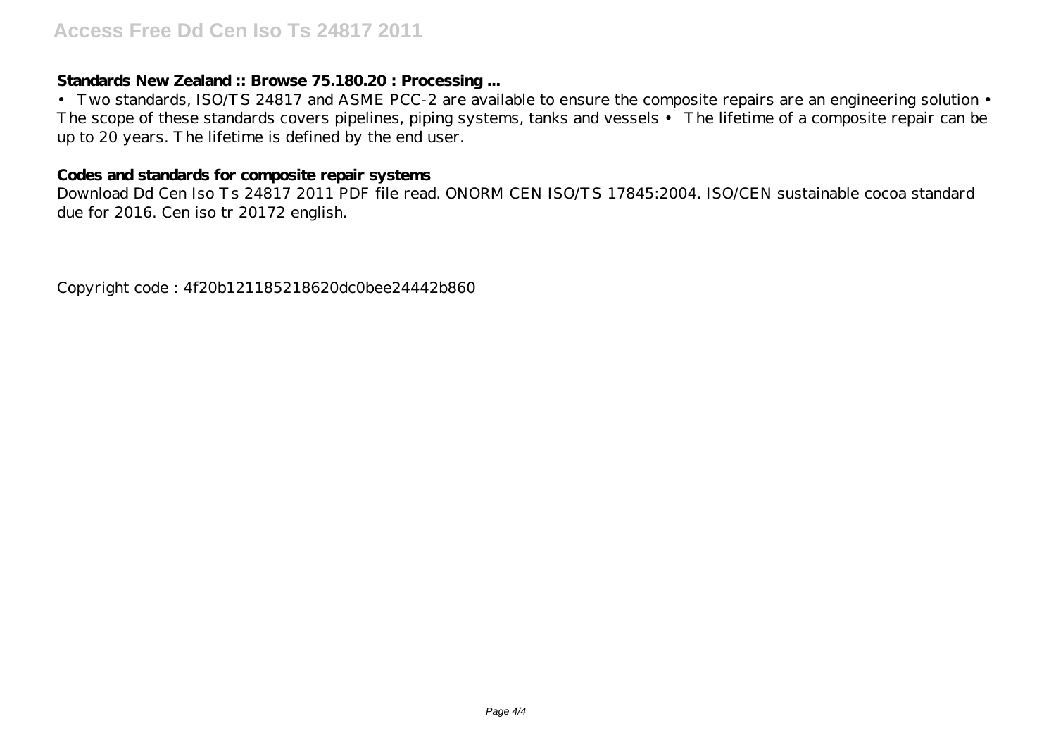**Standards New Zealand :: Browse 75.180.20 : Processing ...**

• Two standards, ISO/TS 24817 and ASME PCC-2 are available to ensure the composite repairs are an engineering solution • The scope of these standards covers pipelines, piping systems, tanks and vessels • The lifetime of a composite repair can be up to 20 years. The lifetime is defined by the end user.

**Codes and standards for composite repair systems**

Download Dd Cen Iso Ts 24817 2011 PDF file read. ONORM CEN ISO/TS 17845:2004. ISO/CEN sustainable cocoa standard due for 2016. Cen iso tr 20172 english.

Copyright code : 4f20b121185218620dc0bee24442b860